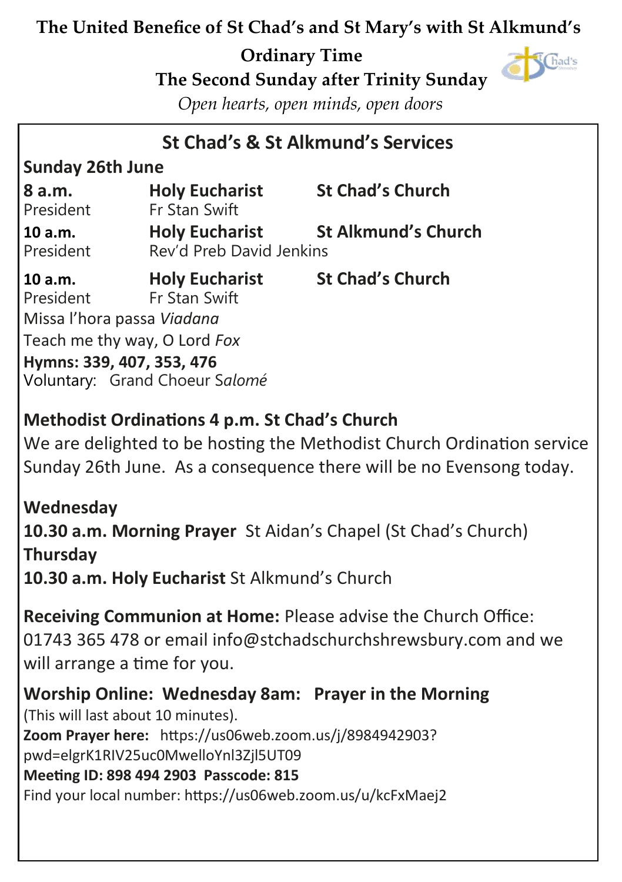# The United Benefice of St Chad's and St Mary's with St Alkmund's

## Ordinary Time

## The Second Sunday after Trinity Sunday

*Open hearts, open minds, open doors*

## St Chad's & St Alkmund's Services

**Sunday 26th June**

**8 a.m.** **Holy Eucharist** **St Chad's Church**
President Fr Stan Swift

**10 a.m.** **Holy Eucharist** **St Alkmund's Church**
President Rev'd Preb David Jenkins

**10 a.m.** **Holy Eucharist** **St Chad's Church**
President Fr Stan Swift
Missa l'hora passa *Viadana*
Teach me thy way, O Lord *Fox*
**Hymns: 339, 407, 353, 476**
Voluntary: Grand Choeur S*alomé*

**Methodist Ordinations 4 p.m. St Chad's Church**
We are delighted to be hosting the Methodist Church Ordination service Sunday 26th June. As a consequence there will be no Evensong today.

**Wednesday**
**10.30 a.m. Morning Prayer** St Aidan's Chapel (St Chad's Church)
**Thursday**
**10.30 a.m. Holy Eucharist** St Alkmund's Church

**Receiving Communion at Home:** Please advise the Church Office: 01743 365 478 or email info@stchadschurchshrewsbury.com and we will arrange a time for you.

**Worship Online: Wednesday 8am: Prayer in the Morning**
(This will last about 10 minutes).
**Zoom Prayer here:** https://us06web.zoom.us/j/8984942903?pwd=elgrK1RIV25uc0MwelloYnl3Zjl5UT09
**Meeting ID: 898 494 2903 Passcode: 815**
Find your local number: https://us06web.zoom.us/u/kcFxMaej2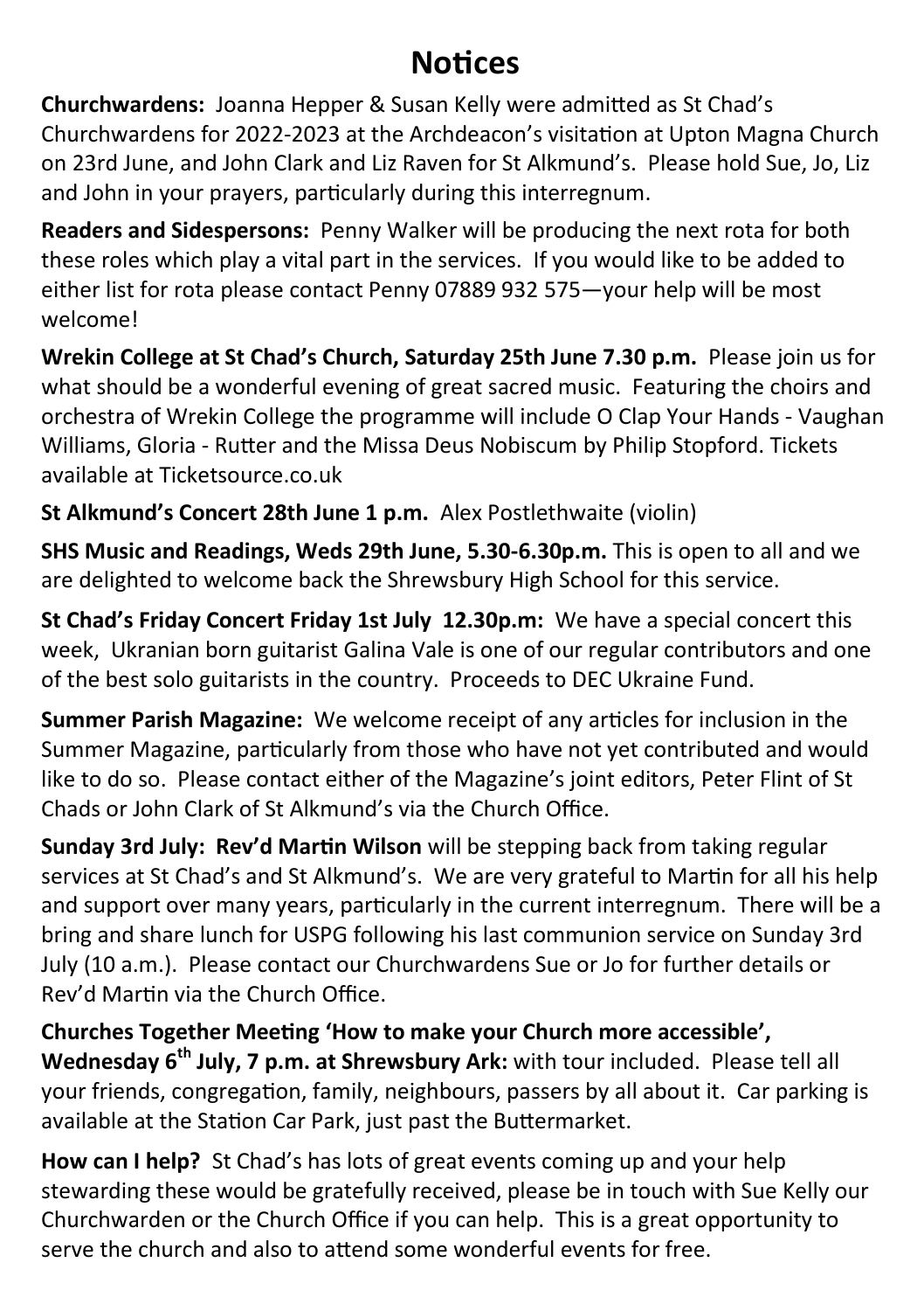# Notices

**Churchwardens:** Joanna Hepper & Susan Kelly were admitted as St Chad's Churchwardens for 2022-2023 at the Archdeacon's visitation at Upton Magna Church on 23rd June, and John Clark and Liz Raven for St Alkmund's. Please hold Sue, Jo, Liz and John in your prayers, particularly during this interregnum.

**Readers and Sidespersons:** Penny Walker will be producing the next rota for both these roles which play a vital part in the services. If you would like to be added to either list for rota please contact Penny 07889 932 575—your help will be most welcome!

**Wrekin College at St Chad's Church, Saturday 25th June 7.30 p.m.** Please join us for what should be a wonderful evening of great sacred music. Featuring the choirs and orchestra of Wrekin College the programme will include O Clap Your Hands - Vaughan Williams, Gloria - Rutter and the Missa Deus Nobiscum by Philip Stopford. Tickets available at Ticketsource.co.uk

**St Alkmund's Concert 28th June 1 p.m.** Alex Postlethwaite (violin)

**SHS Music and Readings, Weds 29th June, 5.30-6.30p.m.** This is open to all and we are delighted to welcome back the Shrewsbury High School for this service.

**St Chad's Friday Concert Friday 1st July 12.30p.m:** We have a special concert this week, Ukranian born guitarist Galina Vale is one of our regular contributors and one of the best solo guitarists in the country. Proceeds to DEC Ukraine Fund.

**Summer Parish Magazine:** We welcome receipt of any articles for inclusion in the Summer Magazine, particularly from those who have not yet contributed and would like to do so. Please contact either of the Magazine's joint editors, Peter Flint of St Chads or John Clark of St Alkmund's via the Church Office.

**Sunday 3rd July: Rev'd Martin Wilson** will be stepping back from taking regular services at St Chad's and St Alkmund's. We are very grateful to Martin for all his help and support over many years, particularly in the current interregnum. There will be a bring and share lunch for USPG following his last communion service on Sunday 3rd July (10 a.m.). Please contact our Churchwardens Sue or Jo for further details or Rev'd Martin via the Church Office.

**Churches Together Meeting 'How to make your Church more accessible', Wednesday 6th July, 7 p.m. at Shrewsbury Ark:** with tour included. Please tell all your friends, congregation, family, neighbours, passers by all about it. Car parking is available at the Station Car Park, just past the Buttermarket.

**How can I help?** St Chad's has lots of great events coming up and your help stewarding these would be gratefully received, please be in touch with Sue Kelly our Churchwarden or the Church Office if you can help. This is a great opportunity to serve the church and also to attend some wonderful events for free.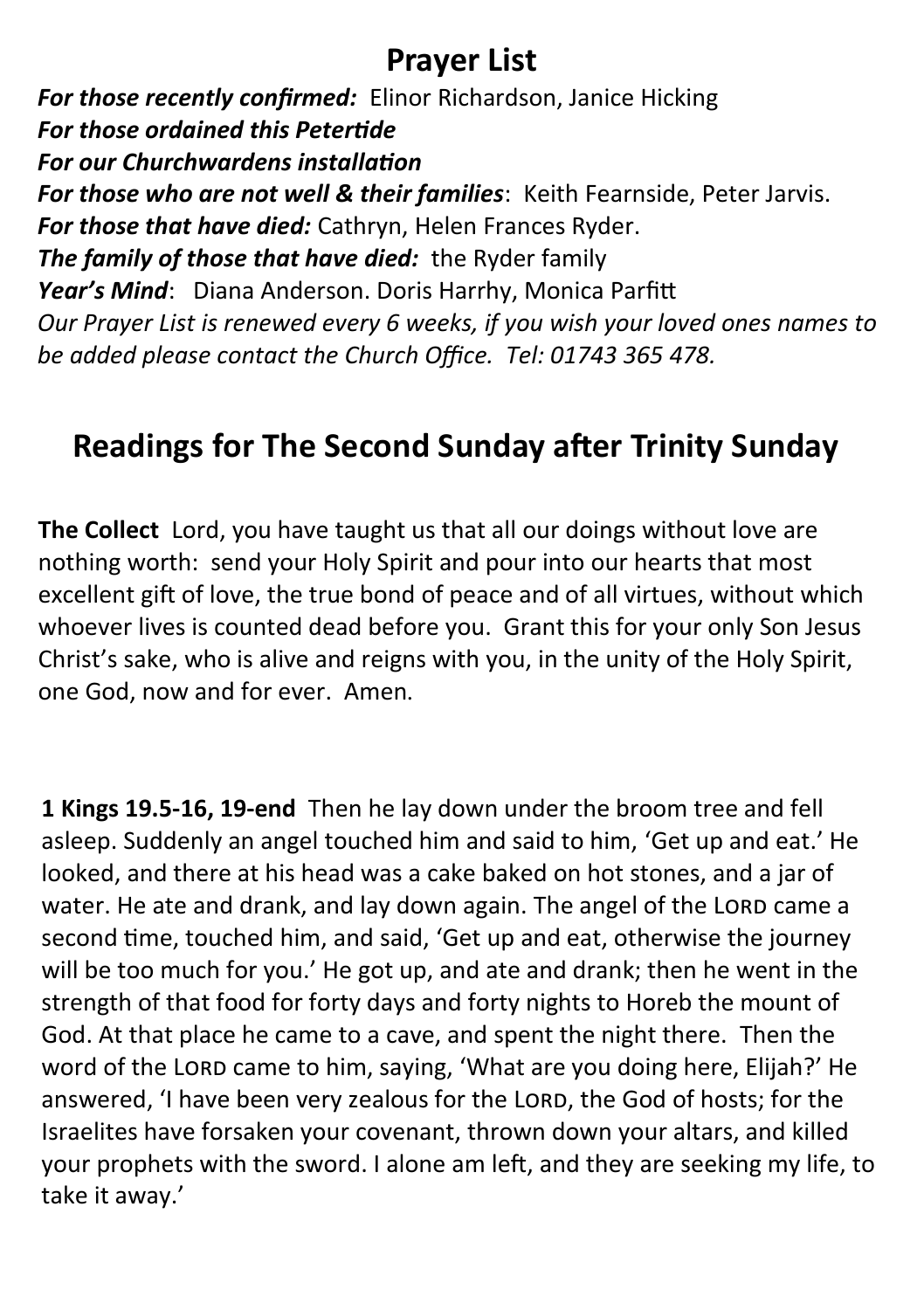## Prayer List

***For those recently confirmed:*** Elinor Richardson, Janice Hicking
***For those ordained this Petertide***
***For our Churchwardens installation***
***For those who are not well & their families***: Keith Fearnside, Peter Jarvis.
***For those that have died:*** Cathryn, Helen Frances Ryder.
***The family of those that have died:*** the Ryder family
***Year's Mind***: Diana Anderson. Doris Harrhy, Monica Parfitt
*Our Prayer List is renewed every 6 weeks, if you wish your loved ones names to be added please contact the Church Office. Tel: 01743 365 478.*

## Readings for The Second Sunday after Trinity Sunday

**The Collect** Lord, you have taught us that all our doings without love are nothing worth: send your Holy Spirit and pour into our hearts that most excellent gift of love, the true bond of peace and of all virtues, without which whoever lives is counted dead before you. Grant this for your only Son Jesus Christ's sake, who is alive and reigns with you, in the unity of the Holy Spirit, one God, now and for ever. Amen.

**1 Kings 19.5-16, 19-end** Then he lay down under the broom tree and fell asleep. Suddenly an angel touched him and said to him, 'Get up and eat.' He looked, and there at his head was a cake baked on hot stones, and a jar of water. He ate and drank, and lay down again. The angel of the LORD came a second time, touched him, and said, 'Get up and eat, otherwise the journey will be too much for you.' He got up, and ate and drank; then he went in the strength of that food for forty days and forty nights to Horeb the mount of God. At that place he came to a cave, and spent the night there. Then the word of the LORD came to him, saying, 'What are you doing here, Elijah?' He answered, 'I have been very zealous for the LORD, the God of hosts; for the Israelites have forsaken your covenant, thrown down your altars, and killed your prophets with the sword. I alone am left, and they are seeking my life, to take it away.'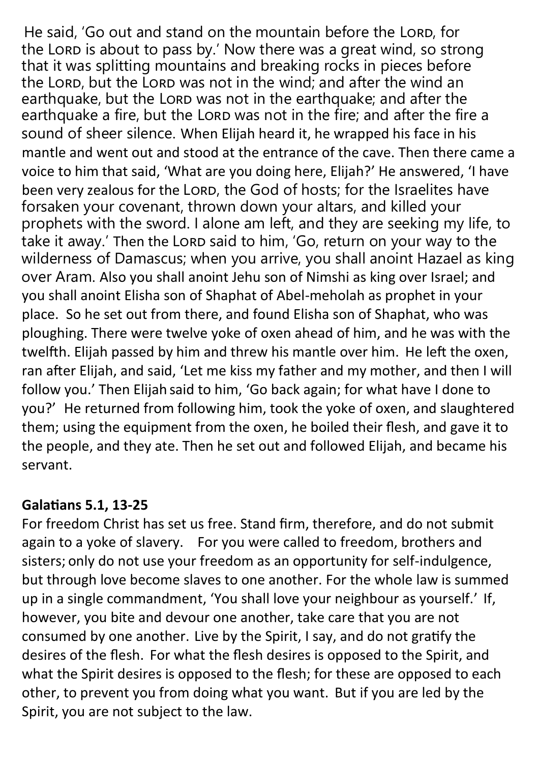He said, 'Go out and stand on the mountain before the LORD, for the LORD is about to pass by.' Now there was a great wind, so strong that it was splitting mountains and breaking rocks in pieces before the LORD, but the LORD was not in the wind; and after the wind an earthquake, but the LORD was not in the earthquake; and after the earthquake a fire, but the LORD was not in the fire; and after the fire a sound of sheer silence. When Elijah heard it, he wrapped his face in his mantle and went out and stood at the entrance of the cave. Then there came a voice to him that said, 'What are you doing here, Elijah?' He answered, 'I have been very zealous for the LORD, the God of hosts; for the Israelites have forsaken your covenant, thrown down your altars, and killed your prophets with the sword. I alone am left, and they are seeking my life, to take it away.' Then the LORD said to him, 'Go, return on your way to the wilderness of Damascus; when you arrive, you shall anoint Hazael as king over Aram. Also you shall anoint Jehu son of Nimshi as king over Israel; and you shall anoint Elisha son of Shaphat of Abel-meholah as prophet in your place. So he set out from there, and found Elisha son of Shaphat, who was ploughing. There were twelve yoke of oxen ahead of him, and he was with the twelfth. Elijah passed by him and threw his mantle over him. He left the oxen, ran after Elijah, and said, 'Let me kiss my father and my mother, and then I will follow you.' Then Elijah said to him, 'Go back again; for what have I done to you?' He returned from following him, took the yoke of oxen, and slaughtered them; using the equipment from the oxen, he boiled their flesh, and gave it to the people, and they ate. Then he set out and followed Elijah, and became his servant.

**Galatians 5.1, 13-25**

For freedom Christ has set us free. Stand firm, therefore, and do not submit again to a yoke of slavery. For you were called to freedom, brothers and sisters; only do not use your freedom as an opportunity for self-indulgence, but through love become slaves to one another. For the whole law is summed up in a single commandment, 'You shall love your neighbour as yourself.' If, however, you bite and devour one another, take care that you are not consumed by one another. Live by the Spirit, I say, and do not gratify the desires of the flesh. For what the flesh desires is opposed to the Spirit, and what the Spirit desires is opposed to the flesh; for these are opposed to each other, to prevent you from doing what you want. But if you are led by the Spirit, you are not subject to the law.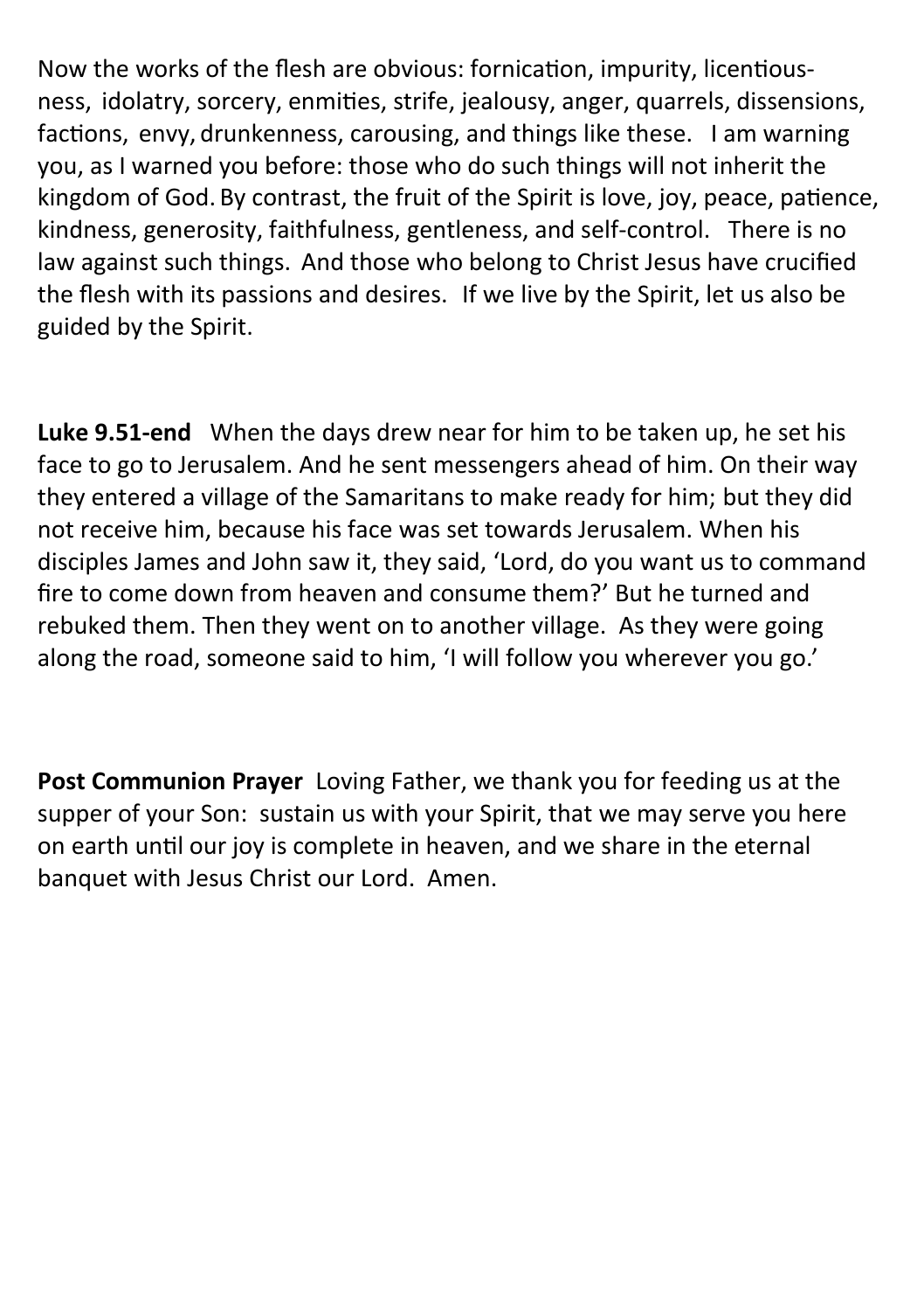Now the works of the flesh are obvious: fornication, impurity, licentiousness, idolatry, sorcery, enmities, strife, jealousy, anger, quarrels, dissensions, factions, envy, drunkenness, carousing, and things like these. I am warning you, as I warned you before: those who do such things will not inherit the kingdom of God. By contrast, the fruit of the Spirit is love, joy, peace, patience, kindness, generosity, faithfulness, gentleness, and self-control. There is no law against such things. And those who belong to Christ Jesus have crucified the flesh with its passions and desires. If we live by the Spirit, let us also be guided by the Spirit.

**Luke 9.51-end** When the days drew near for him to be taken up, he set his face to go to Jerusalem. And he sent messengers ahead of him. On their way they entered a village of the Samaritans to make ready for him; but they did not receive him, because his face was set towards Jerusalem. When his disciples James and John saw it, they said, 'Lord, do you want us to command fire to come down from heaven and consume them?' But he turned and rebuked them. Then they went on to another village. As they were going along the road, someone said to him, 'I will follow you wherever you go.'

**Post Communion Prayer** Loving Father, we thank you for feeding us at the supper of your Son: sustain us with your Spirit, that we may serve you here on earth until our joy is complete in heaven, and we share in the eternal banquet with Jesus Christ our Lord. Amen.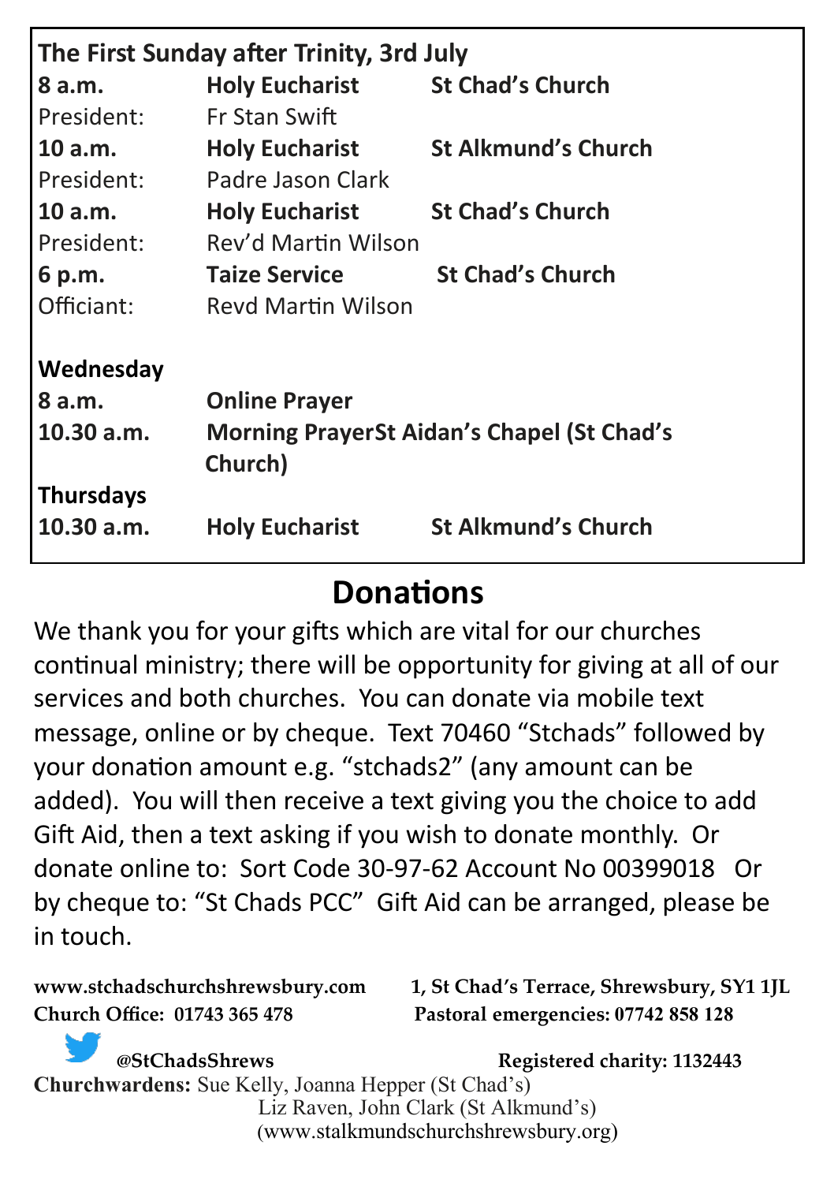**The First Sunday after Trinity, 3rd July**

| | | |
|---|---|---|
| **8 a.m.** | **Holy Eucharist** | **St Chad's Church** |
| President: | Fr Stan Swift | |
| **10 a.m.** | **Holy Eucharist** | **St Alkmund's Church** |
| President: | Padre Jason Clark | |
| **10 a.m.** | **Holy Eucharist** | **St Chad's Church** |
| President: | Rev'd Martin Wilson | |
| **6 p.m.** | **Taize Service** | **St Chad's Church** |
| Officiant: | Revd Martin Wilson | |
| **Wednesday** | | |
| **8 a.m.** | **Online Prayer** | |
| **10.30 a.m.** | **Morning PrayerSt Aidan's Chapel (St Chad's Church)** | |
| **Thursdays** | | |
| **10.30 a.m.** | **Holy Eucharist** | **St Alkmund's Church** |

## Donations

We thank you for your gifts which are vital for our churches continual ministry; there will be opportunity for giving at all of our services and both churches. You can donate via mobile text message, online or by cheque. Text 70460 "Stchads" followed by your donation amount e.g. "stchads2" (any amount can be added). You will then receive a text giving you the choice to add Gift Aid, then a text asking if you wish to donate monthly. Or donate online to: Sort Code 30-97-62 Account No 00399018 Or by cheque to: "St Chads PCC" Gift Aid can be arranged, please be in touch.

**www.stchadschurchshrewsbury.com** **1, St Chad's Terrace, Shrewsbury, SY1 1JL**

**Church Office: 01743 365 478** **Pastoral emergencies: 07742 858 128**

**@StChadsShrews** **Registered charity: 1132443**

**Churchwardens:** Sue Kelly, Joanna Hepper (St Chad's)
Liz Raven, John Clark (St Alkmund's)
(www.stalkmundschurchshrewsbury.org)